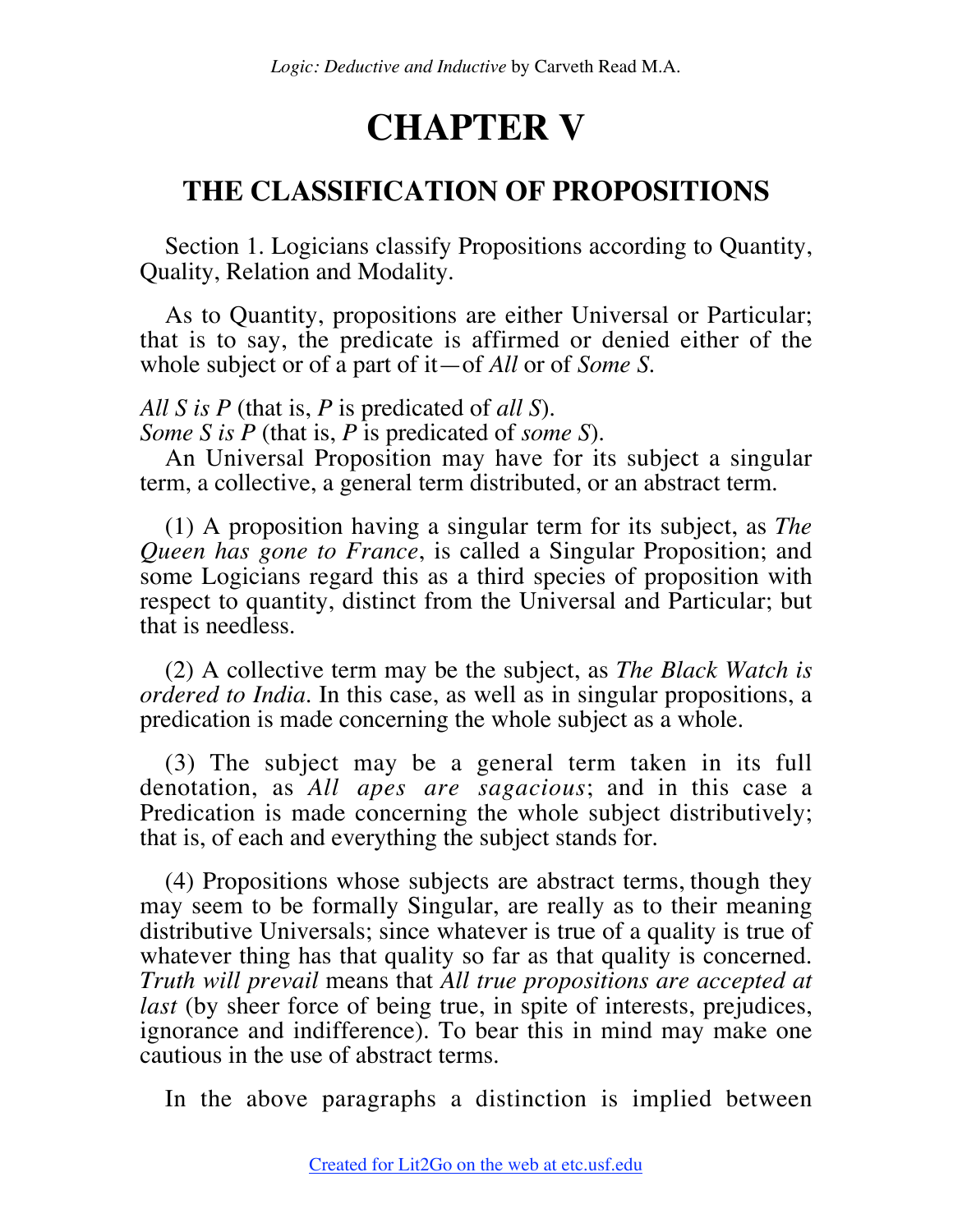# CHAPTER V

## THE CLASSIFICATION OF PROPOSITIONS

Section 1. Logicians classify Propositions according to Quantity, Quality, Relation and Modality.

As to Quantity, propositions are either Universal or Particular; that is to say, the predicate is affirmed or denied either of the whole subject or of a part of it—of *All* or of *Some S.*

*All S is P* (that is, *P* is predicated of *all S*).
*Some S is P* (that is, *P* is predicated of *some S*).

An Universal Proposition may have for its subject a singular term, a collective, a general term distributed, or an abstract term.

(1) A proposition having a singular term for its subject, as *The Queen has gone to France*, is called a Singular Proposition; and some Logicians regard this as a third species of proposition with respect to quantity, distinct from the Universal and Particular; but that is needless.

(2) A collective term may be the subject, as *The Black Watch is ordered to India.* In this case, as well as in singular propositions, a predication is made concerning the whole subject as a whole.

(3) The subject may be a general term taken in its full denotation, as *All apes are sagacious*; and in this case a Predication is made concerning the whole subject distributively; that is, of each and everything the subject stands for.

(4) Propositions whose subjects are abstract terms, though they may seem to be formally Singular, are really as to their meaning distributive Universals; since whatever is true of a quality is true of whatever thing has that quality so far as that quality is concerned. *Truth will prevail* means that *All true propositions are accepted at last* (by sheer force of being true, in spite of interests, prejudices, ignorance and indifference). To bear this in mind may make one cautious in the use of abstract terms.

In the above paragraphs a distinction is implied between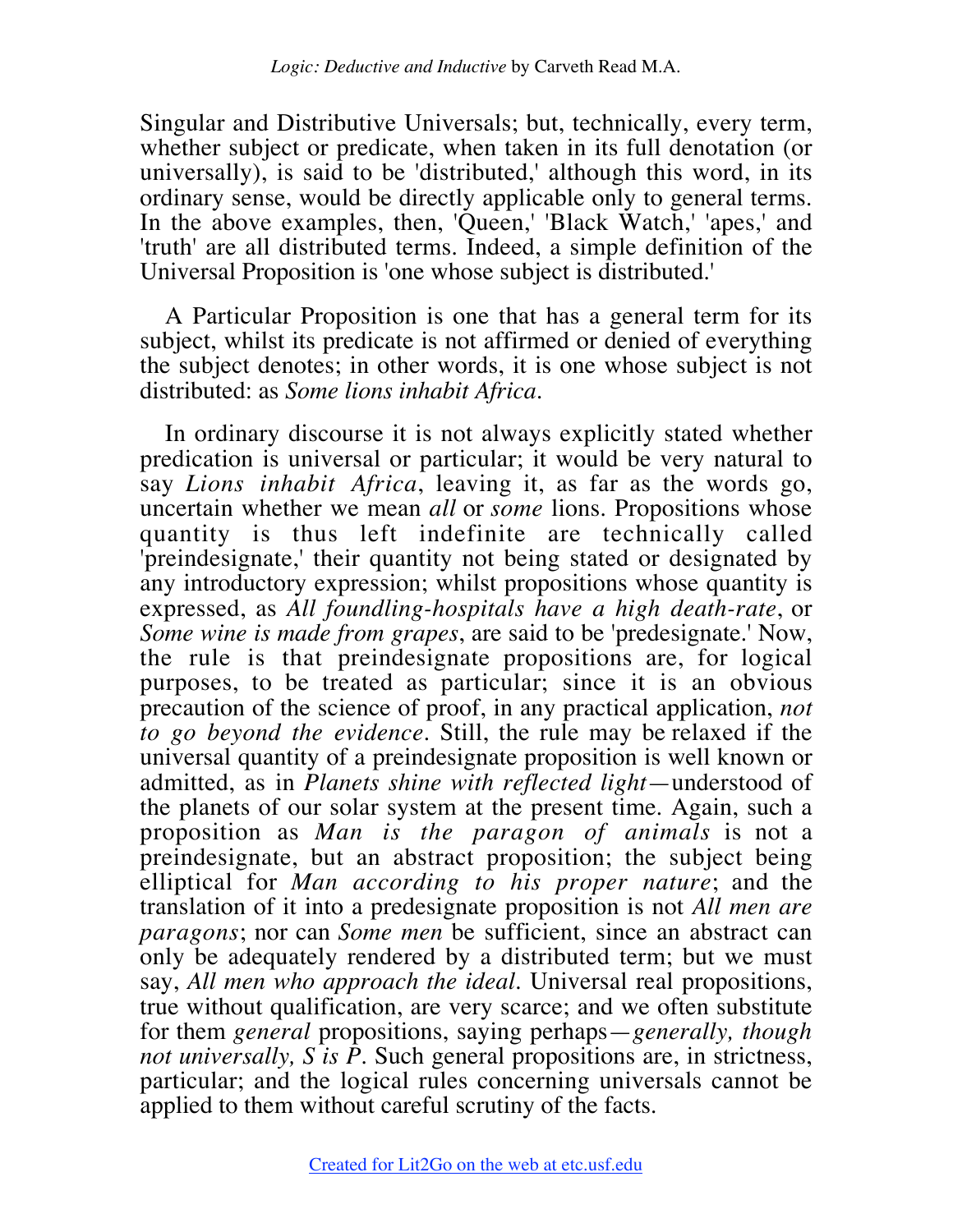Singular and Distributive Universals; but, technically, every term, whether subject or predicate, when taken in its full denotation (or universally), is said to be 'distributed,' although this word, in its ordinary sense, would be directly applicable only to general terms. In the above examples, then, 'Queen,' 'Black Watch,' 'apes,' and 'truth' are all distributed terms. Indeed, a simple definition of the Universal Proposition is 'one whose subject is distributed.'

A Particular Proposition is one that has a general term for its subject, whilst its predicate is not affirmed or denied of everything the subject denotes; in other words, it is one whose subject is not distributed: as *Some lions inhabit Africa*.

In ordinary discourse it is not always explicitly stated whether predication is universal or particular; it would be very natural to say *Lions inhabit Africa*, leaving it, as far as the words go, uncertain whether we mean *all* or *some* lions. Propositions whose quantity is thus left indefinite are technically called 'preindesignate,' their quantity not being stated or designated by any introductory expression; whilst propositions whose quantity is expressed, as *All foundling-hospitals have a high death-rate*, or *Some wine is made from grapes*, are said to be 'predesignate.' Now, the rule is that preindesignate propositions are, for logical purposes, to be treated as particular; since it is an obvious precaution of the science of proof, in any practical application, *not to go beyond the evidence*. Still, the rule may be relaxed if the universal quantity of a preindesignate proposition is well known or admitted, as in *Planets shine with reflected light*—understood of the planets of our solar system at the present time. Again, such a proposition as *Man is the paragon of animals* is not a preindesignate, but an abstract proposition; the subject being elliptical for *Man according to his proper nature*; and the translation of it into a predesignate proposition is not *All men are paragons*; nor can *Some men* be sufficient, since an abstract can only be adequately rendered by a distributed term; but we must say, *All men who approach the ideal*. Universal real propositions, true without qualification, are very scarce; and we often substitute for them *general* propositions, saying perhaps—*generally, though not universally, S is P*. Such general propositions are, in strictness, particular; and the logical rules concerning universals cannot be applied to them without careful scrutiny of the facts.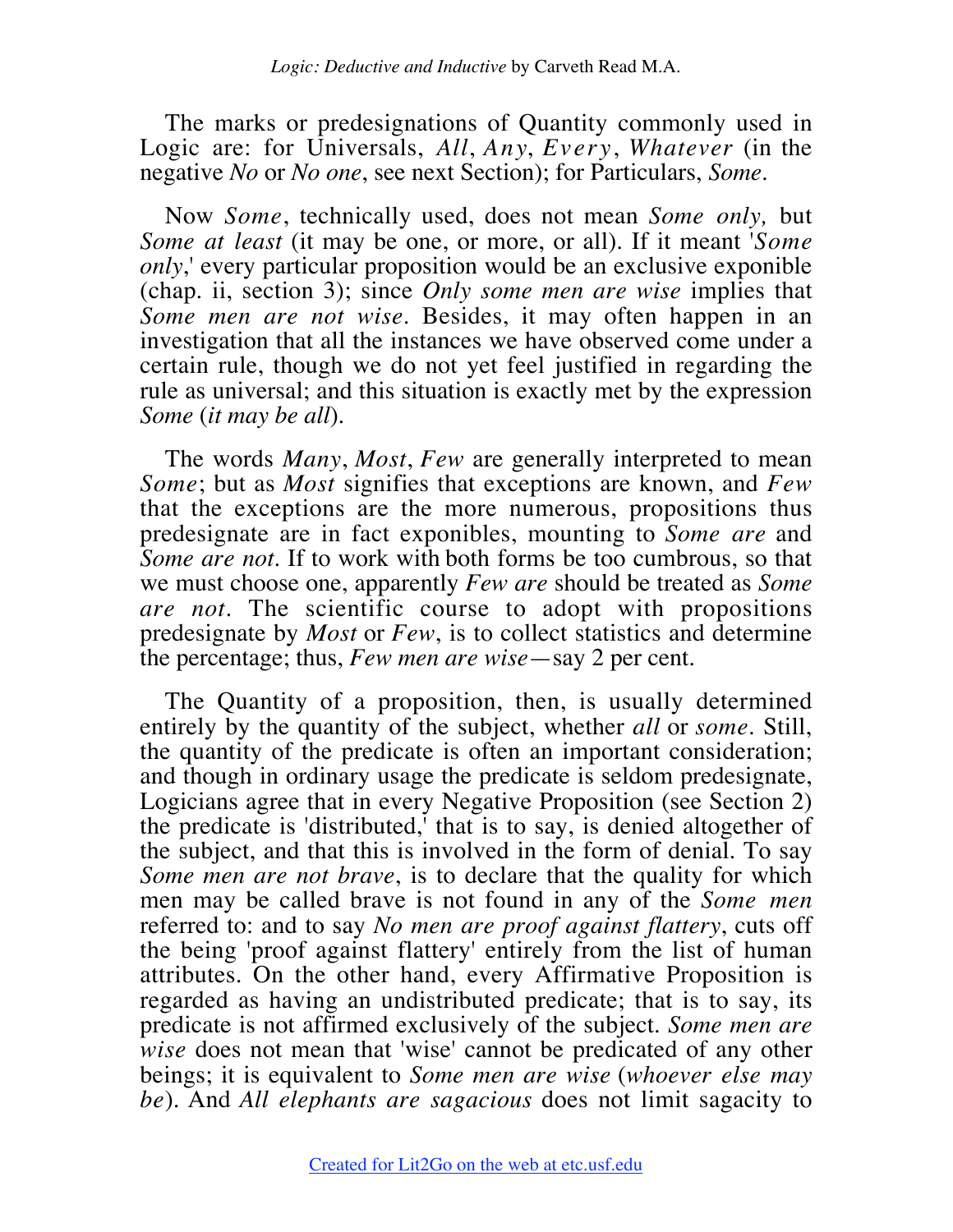The marks or predesignations of Quantity commonly used in Logic are: for Universals, *All*, *Any*, *Every*, *Whatever* (in the negative *No* or *No one*, see next Section); for Particulars, *Some*.

Now *Some*, technically used, does not mean *Some only,* but *Some at least* (it may be one, or more, or all). If it meant '*Some only*,' every particular proposition would be an exclusive exponible (chap. ii, section 3); since *Only some men are wise* implies that *Some men are not wise*. Besides, it may often happen in an investigation that all the instances we have observed come under a certain rule, though we do not yet feel justified in regarding the rule as universal; and this situation is exactly met by the expression *Some* (*it may be all*).

The words *Many*, *Most*, *Few* are generally interpreted to mean *Some*; but as *Most* signifies that exceptions are known, and *Few* that the exceptions are the more numerous, propositions thus predesignate are in fact exponibles, mounting to *Some are* and *Some are not*. If to work with both forms be too cumbrous, so that we must choose one, apparently *Few are* should be treated as *Some are not*. The scientific course to adopt with propositions predesignate by *Most* or *Few*, is to collect statistics and determine the percentage; thus, *Few men are wise*—say 2 per cent.

The Quantity of a proposition, then, is usually determined entirely by the quantity of the subject, whether *all* or *some*. Still, the quantity of the predicate is often an important consideration; and though in ordinary usage the predicate is seldom predesignate, Logicians agree that in every Negative Proposition (see Section 2) the predicate is 'distributed,' that is to say, is denied altogether of the subject, and that this is involved in the form of denial. To say *Some men are not brave*, is to declare that the quality for which men may be called brave is not found in any of the *Some men* referred to: and to say *No men are proof against flattery*, cuts off the being 'proof against flattery' entirely from the list of human attributes. On the other hand, every Affirmative Proposition is regarded as having an undistributed predicate; that is to say, its predicate is not affirmed exclusively of the subject. *Some men are wise* does not mean that 'wise' cannot be predicated of any other beings; it is equivalent to *Some men are wise* (*whoever else may be*). And *All elephants are sagacious* does not limit sagacity to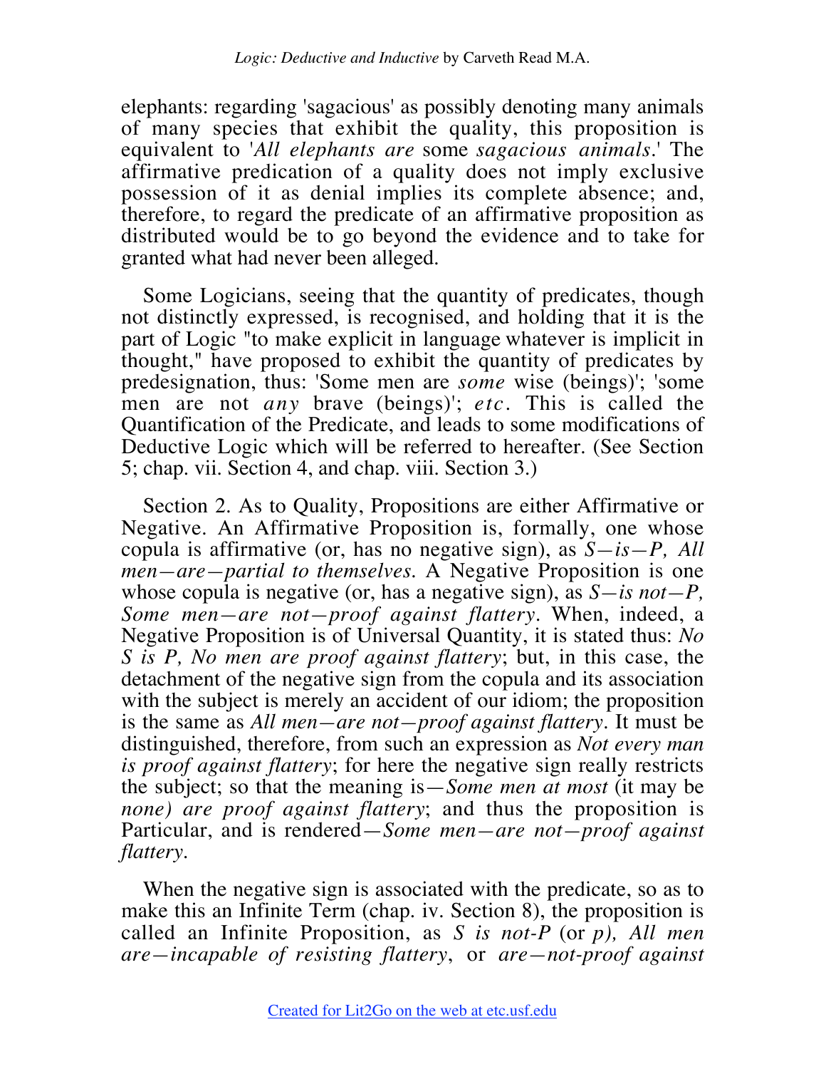elephants: regarding 'sagacious' as possibly denoting many animals of many species that exhibit the quality, this proposition is equivalent to '*All elephants are* some *sagacious animals*.' The affirmative predication of a quality does not imply exclusive possession of it as denial implies its complete absence; and, therefore, to regard the predicate of an affirmative proposition as distributed would be to go beyond the evidence and to take for granted what had never been alleged.

Some Logicians, seeing that the quantity of predicates, though not distinctly expressed, is recognised, and holding that it is the part of Logic "to make explicit in language whatever is implicit in thought," have proposed to exhibit the quantity of predicates by predesignation, thus: 'Some men are *some* wise (beings)'; 'some men are not *any* brave (beings)'; *etc*. This is called the Quantification of the Predicate, and leads to some modifications of Deductive Logic which will be referred to hereafter. (See Section 5; chap. vii. Section 4, and chap. viii. Section 3.)

Section 2. As to Quality, Propositions are either Affirmative or Negative. An Affirmative Proposition is, formally, one whose copula is affirmative (or, has no negative sign), as *S—is—P, All men—are—partial to themselves.* A Negative Proposition is one whose copula is negative (or, has a negative sign), as *S—is not—P, Some men—are not—proof against flattery*. When, indeed, a Negative Proposition is of Universal Quantity, it is stated thus: *No S is P, No men are proof against flattery*; but, in this case, the detachment of the negative sign from the copula and its association with the subject is merely an accident of our idiom; the proposition is the same as *All men—are not—proof against flattery*. It must be distinguished, therefore, from such an expression as *Not every man is proof against flattery*; for here the negative sign really restricts the subject; so that the meaning is—*Some men at most* (it may be *none) are proof against flattery*; and thus the proposition is Particular, and is rendered—*Some men—are not—proof against flattery*.

When the negative sign is associated with the predicate, so as to make this an Infinite Term (chap. iv. Section 8), the proposition is called an Infinite Proposition, as *S is not-P* (or *p), All men are—incapable of resisting flattery*, or *are—not-proof against*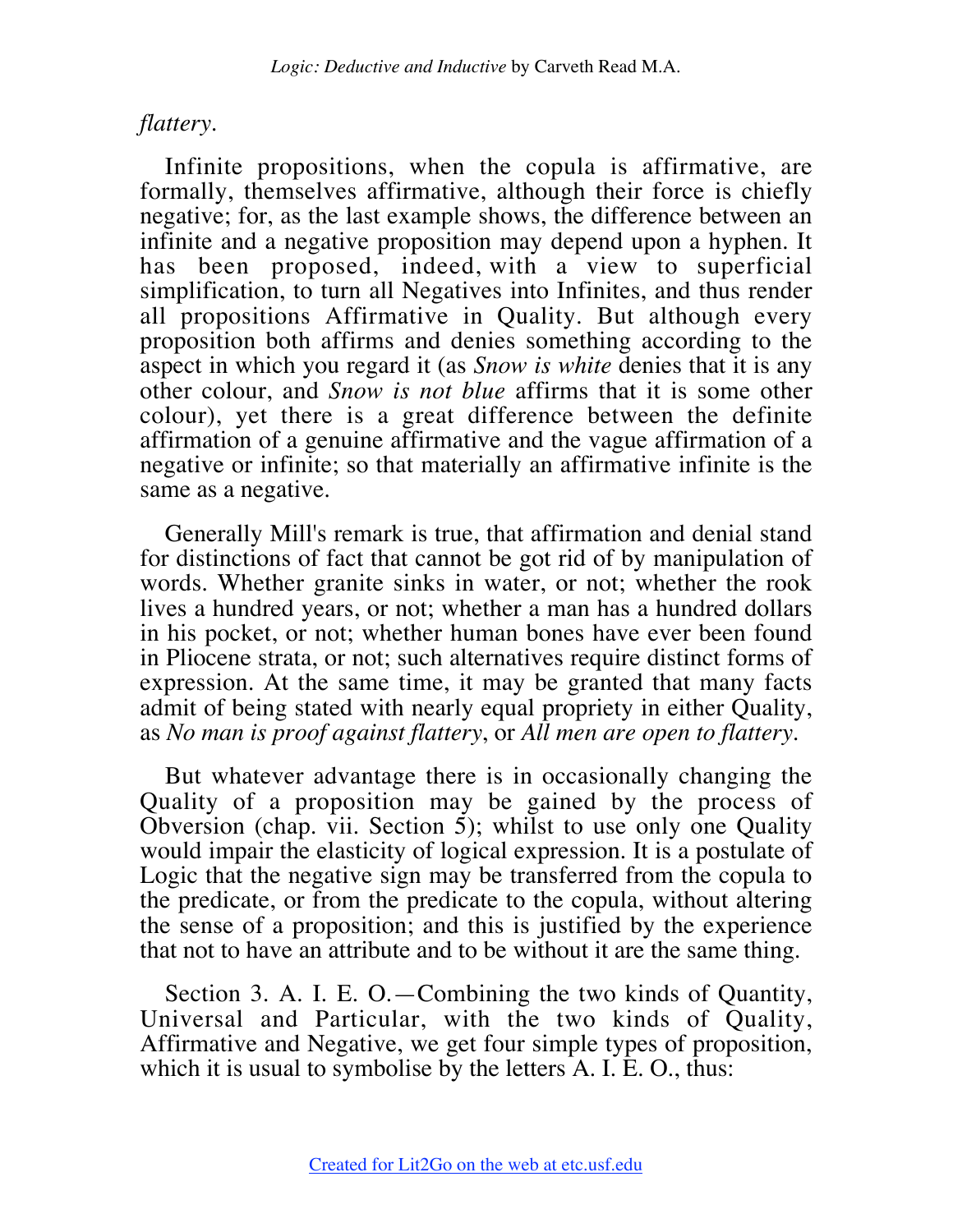*flattery*.

Infinite propositions, when the copula is affirmative, are formally, themselves affirmative, although their force is chiefly negative; for, as the last example shows, the difference between an infinite and a negative proposition may depend upon a hyphen. It has been proposed, indeed, with a view to superficial simplification, to turn all Negatives into Infinites, and thus render all propositions Affirmative in Quality. But although every proposition both affirms and denies something according to the aspect in which you regard it (as *Snow is white* denies that it is any other colour, and *Snow is not blue* affirms that it is some other colour), yet there is a great difference between the definite affirmation of a genuine affirmative and the vague affirmation of a negative or infinite; so that materially an affirmative infinite is the same as a negative.

Generally Mill's remark is true, that affirmation and denial stand for distinctions of fact that cannot be got rid of by manipulation of words. Whether granite sinks in water, or not; whether the rook lives a hundred years, or not; whether a man has a hundred dollars in his pocket, or not; whether human bones have ever been found in Pliocene strata, or not; such alternatives require distinct forms of expression. At the same time, it may be granted that many facts admit of being stated with nearly equal propriety in either Quality, as *No man is proof against flattery*, or *All men are open to flattery*.

But whatever advantage there is in occasionally changing the Quality of a proposition may be gained by the process of Obversion (chap. vii. Section 5); whilst to use only one Quality would impair the elasticity of logical expression. It is a postulate of Logic that the negative sign may be transferred from the copula to the predicate, or from the predicate to the copula, without altering the sense of a proposition; and this is justified by the experience that not to have an attribute and to be without it are the same thing.

Section 3. A. I. E. O.—Combining the two kinds of Quantity, Universal and Particular, with the two kinds of Quality, Affirmative and Negative, we get four simple types of proposition, which it is usual to symbolise by the letters A. I. E. O., thus: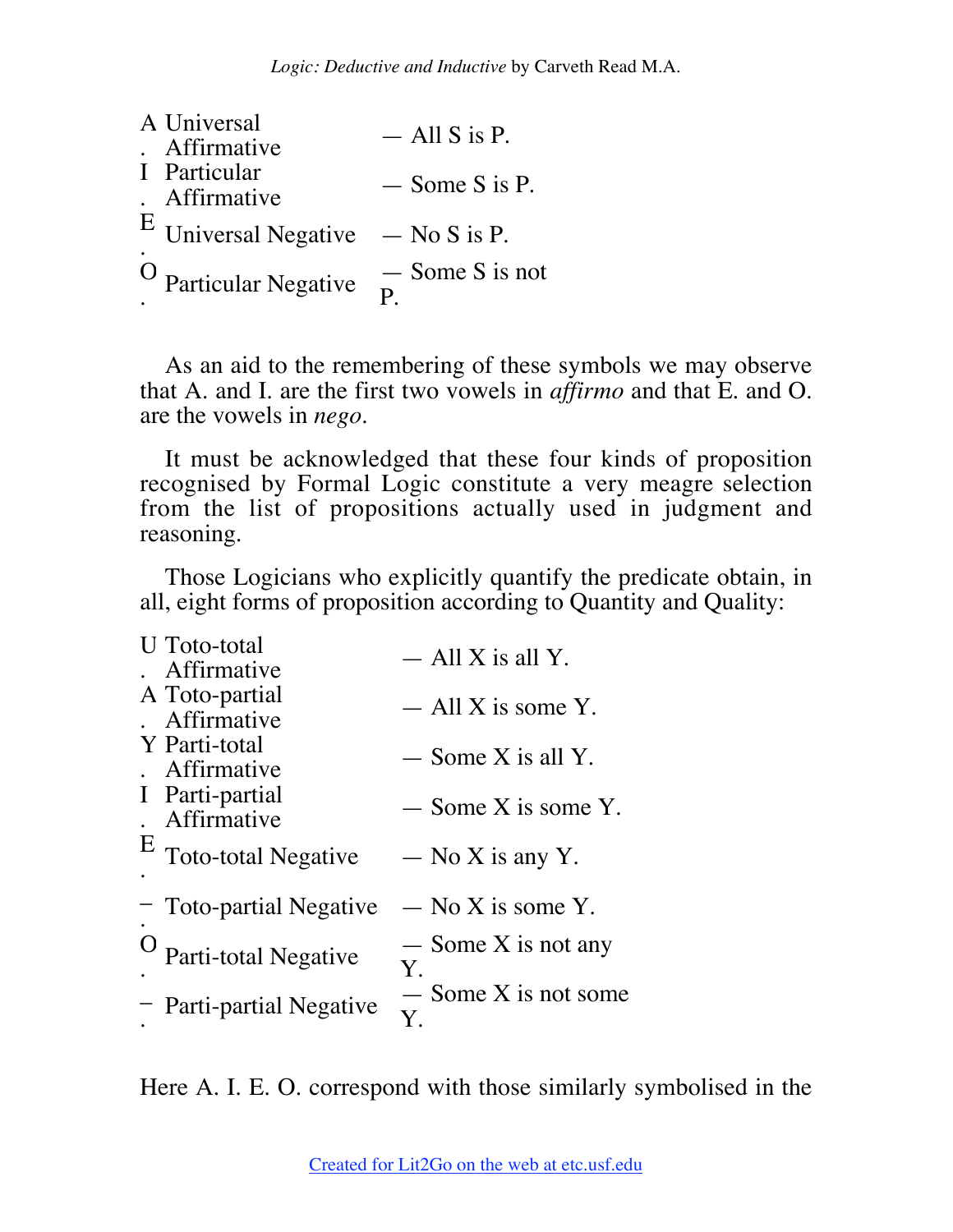| | | |
|---|---|---|
| A. | Universal Affirmative | — All S is P. |
| I. | Particular Affirmative | — Some S is P. |
| E. | Universal Negative | — No S is P. |
| O. | Particular Negative | — Some S is not P. |

As an aid to the remembering of these symbols we may observe that A. and I. are the first two vowels in *affirmo* and that E. and O. are the vowels in *nego*.

It must be acknowledged that these four kinds of proposition recognised by Formal Logic constitute a very meagre selection from the list of propositions actually used in judgment and reasoning.

Those Logicians who explicitly quantify the predicate obtain, in all, eight forms of proposition according to Quantity and Quality:

| | | |
|---|---|---|
| U. | Toto-total Affirmative | — All X is all Y. |
| A. | Toto-partial Affirmative | — All X is some Y. |
| Y. | Parti-total Affirmative | — Some X is all Y. |
| I. | Parti-partial Affirmative | — Some X is some Y. |
| E. | Toto-total Negative | — No X is any Y. |
| –. | Toto-partial Negative | — No X is some Y. |
| O. | Parti-total Negative | — Some X is not any Y. |
| –. | Parti-partial Negative | — Some X is not some Y. |

Here A. I. E. O. correspond with those similarly symbolised in the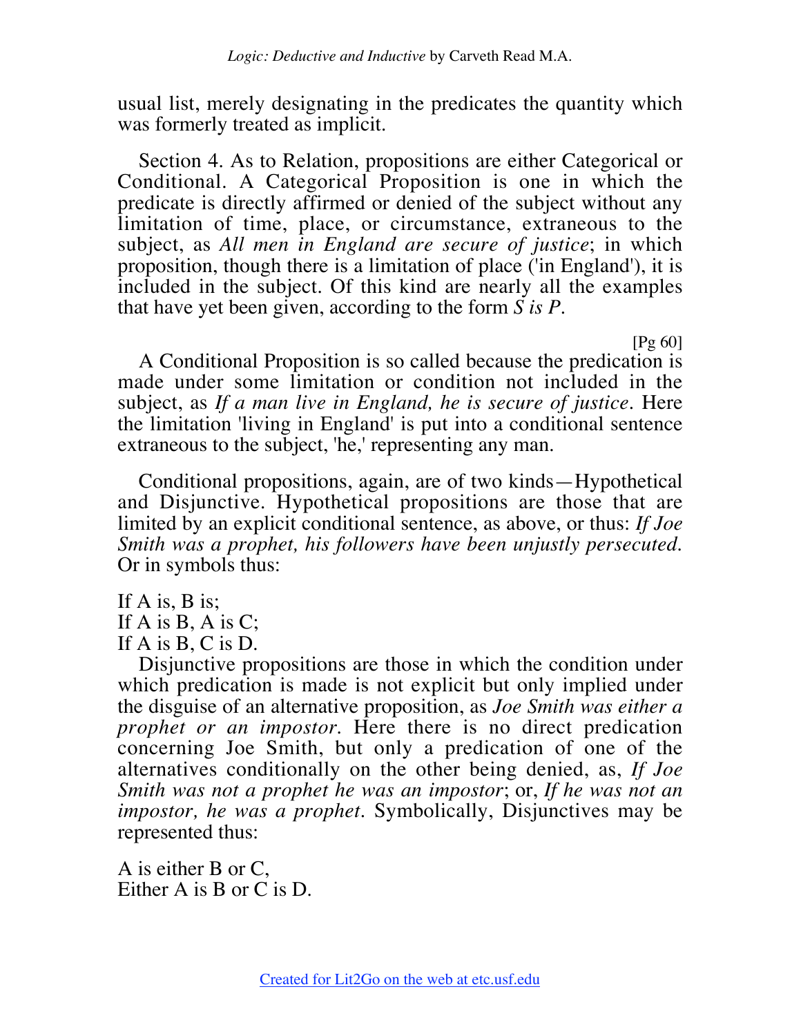usual list, merely designating in the predicates the quantity which was formerly treated as implicit.

Section 4. As to Relation, propositions are either Categorical or Conditional. A Categorical Proposition is one in which the predicate is directly affirmed or denied of the subject without any limitation of time, place, or circumstance, extraneous to the subject, as *All men in England are secure of justice*; in which proposition, though there is a limitation of place ('in England'), it is included in the subject. Of this kind are nearly all the examples that have yet been given, according to the form *S is P*.

[Pg 60]

A Conditional Proposition is so called because the predication is made under some limitation or condition not included in the subject, as *If a man live in England, he is secure of justice*. Here the limitation 'living in England' is put into a conditional sentence extraneous to the subject, 'he,' representing any man.

Conditional propositions, again, are of two kinds—Hypothetical and Disjunctive. Hypothetical propositions are those that are limited by an explicit conditional sentence, as above, or thus: *If Joe Smith was a prophet, his followers have been unjustly persecuted.* Or in symbols thus:

If A is, B is;
If A is B, A is C;
If A is B, C is D.

Disjunctive propositions are those in which the condition under which predication is made is not explicit but only implied under the disguise of an alternative proposition, as *Joe Smith was either a prophet or an impostor*. Here there is no direct predication concerning Joe Smith, but only a predication of one of the alternatives conditionally on the other being denied, as, *If Joe Smith was not a prophet he was an impostor*; or, *If he was not an impostor, he was a prophet*. Symbolically, Disjunctives may be represented thus:

A is either B or C,
Either A is B or C is D.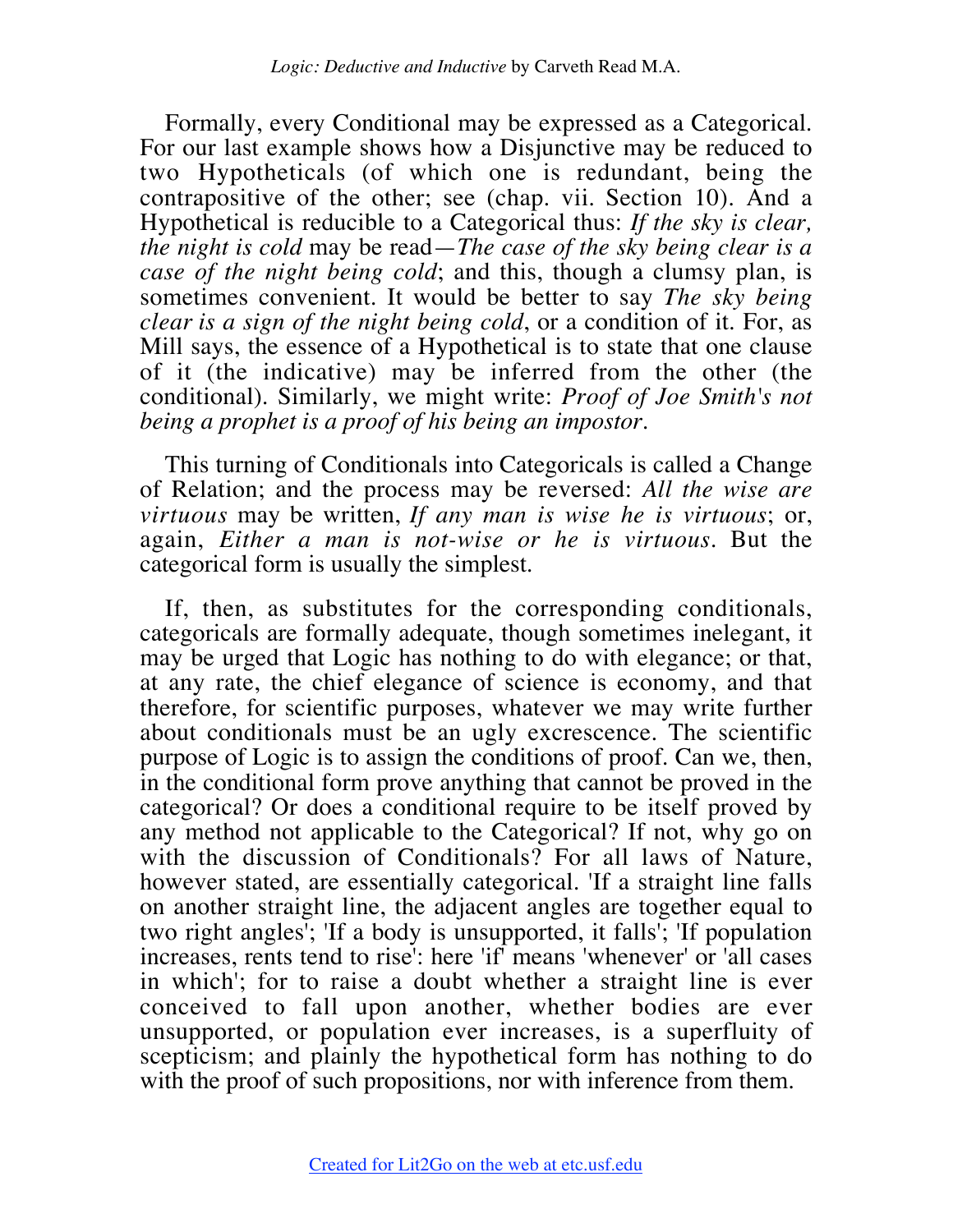Formally, every Conditional may be expressed as a Categorical. For our last example shows how a Disjunctive may be reduced to two Hypotheticals (of which one is redundant, being the contrapositive of the other; see (chap. vii. Section 10). And a Hypothetical is reducible to a Categorical thus: *If the sky is clear, the night is cold* may be read—*The case of the sky being clear is a case of the night being cold*; and this, though a clumsy plan, is sometimes convenient. It would be better to say *The sky being clear is a sign of the night being cold*, or a condition of it. For, as Mill says, the essence of a Hypothetical is to state that one clause of it (the indicative) may be inferred from the other (the conditional). Similarly, we might write: *Proof of Joe Smith's not being a prophet is a proof of his being an impostor*.

This turning of Conditionals into Categoricals is called a Change of Relation; and the process may be reversed: *All the wise are virtuous* may be written, *If any man is wise he is virtuous*; or, again, *Either a man is not-wise or he is virtuous*. But the categorical form is usually the simplest.

If, then, as substitutes for the corresponding conditionals, categoricals are formally adequate, though sometimes inelegant, it may be urged that Logic has nothing to do with elegance; or that, at any rate, the chief elegance of science is economy, and that therefore, for scientific purposes, whatever we may write further about conditionals must be an ugly excrescence. The scientific purpose of Logic is to assign the conditions of proof. Can we, then, in the conditional form prove anything that cannot be proved in the categorical? Or does a conditional require to be itself proved by any method not applicable to the Categorical? If not, why go on with the discussion of Conditionals? For all laws of Nature, however stated, are essentially categorical. 'If a straight line falls on another straight line, the adjacent angles are together equal to two right angles'; 'If a body is unsupported, it falls'; 'If population increases, rents tend to rise': here 'if' means 'whenever' or 'all cases in which'; for to raise a doubt whether a straight line is ever conceived to fall upon another, whether bodies are ever unsupported, or population ever increases, is a superfluity of scepticism; and plainly the hypothetical form has nothing to do with the proof of such propositions, nor with inference from them.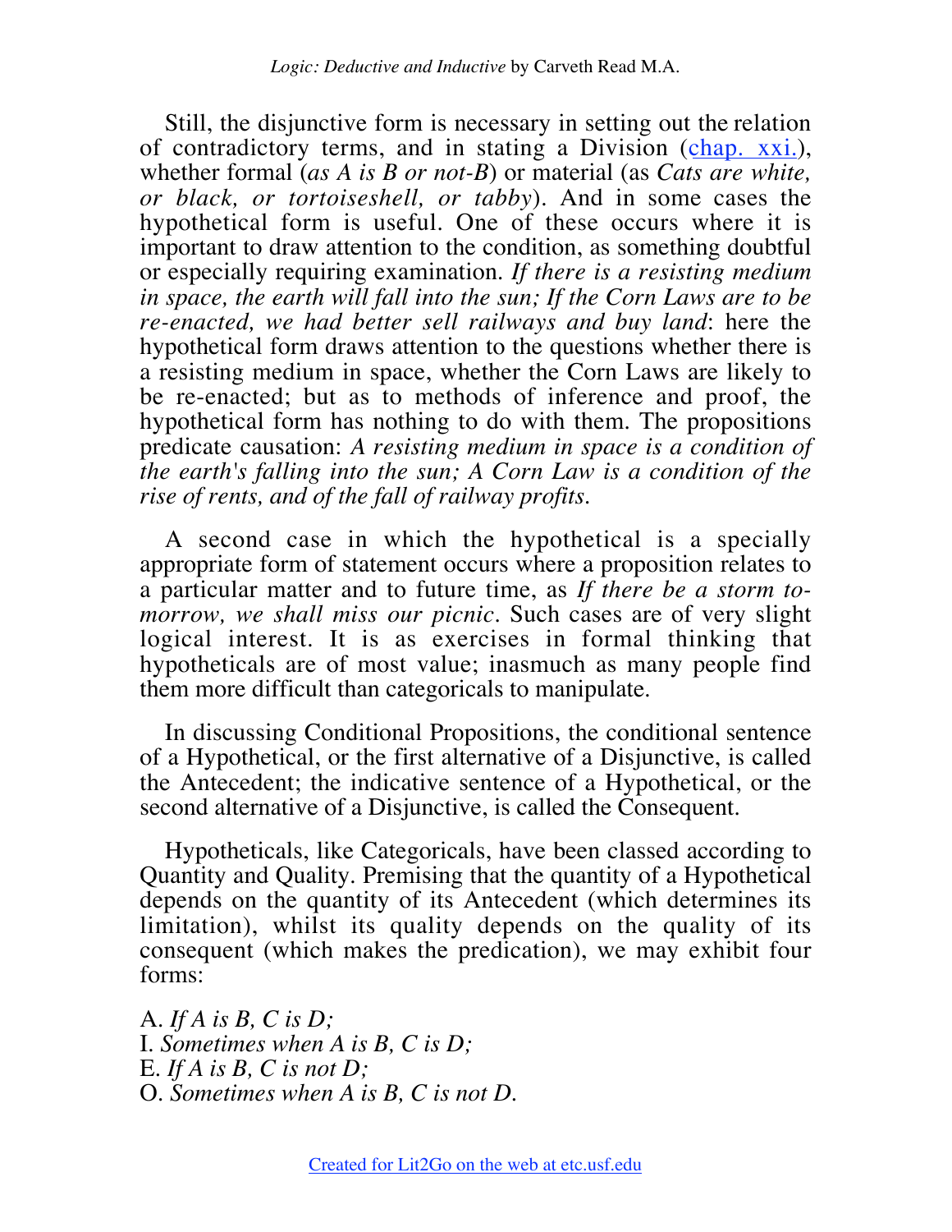Still, the disjunctive form is necessary in setting out the relation of contradictory terms, and in stating a Division (chap. xxi.), whether formal (*as A is B or not-B*) or material (as *Cats are white, or black, or tortoiseshell, or tabby*). And in some cases the hypothetical form is useful. One of these occurs where it is important to draw attention to the condition, as something doubtful or especially requiring examination. *If there is a resisting medium in space, the earth will fall into the sun; If the Corn Laws are to be re-enacted, we had better sell railways and buy land*: here the hypothetical form draws attention to the questions whether there is a resisting medium in space, whether the Corn Laws are likely to be re-enacted; but as to methods of inference and proof, the hypothetical form has nothing to do with them. The propositions predicate causation: *A resisting medium in space is a condition of the earth's falling into the sun; A Corn Law is a condition of the rise of rents, and of the fall of railway profits.*

A second case in which the hypothetical is a specially appropriate form of statement occurs where a proposition relates to a particular matter and to future time, as *If there be a storm to-morrow, we shall miss our picnic*. Such cases are of very slight logical interest. It is as exercises in formal thinking that hypotheticals are of most value; inasmuch as many people find them more difficult than categoricals to manipulate.

In discussing Conditional Propositions, the conditional sentence of a Hypothetical, or the first alternative of a Disjunctive, is called the Antecedent; the indicative sentence of a Hypothetical, or the second alternative of a Disjunctive, is called the Consequent.

Hypotheticals, like Categoricals, have been classed according to Quantity and Quality. Premising that the quantity of a Hypothetical depends on the quantity of its Antecedent (which determines its limitation), whilst its quality depends on the quality of its consequent (which makes the predication), we may exhibit four forms:

A. *If A is B, C is D;*
I. *Sometimes when A is B, C is D;*
E. *If A is B, C is not D;*
O. *Sometimes when A is B, C is not D.*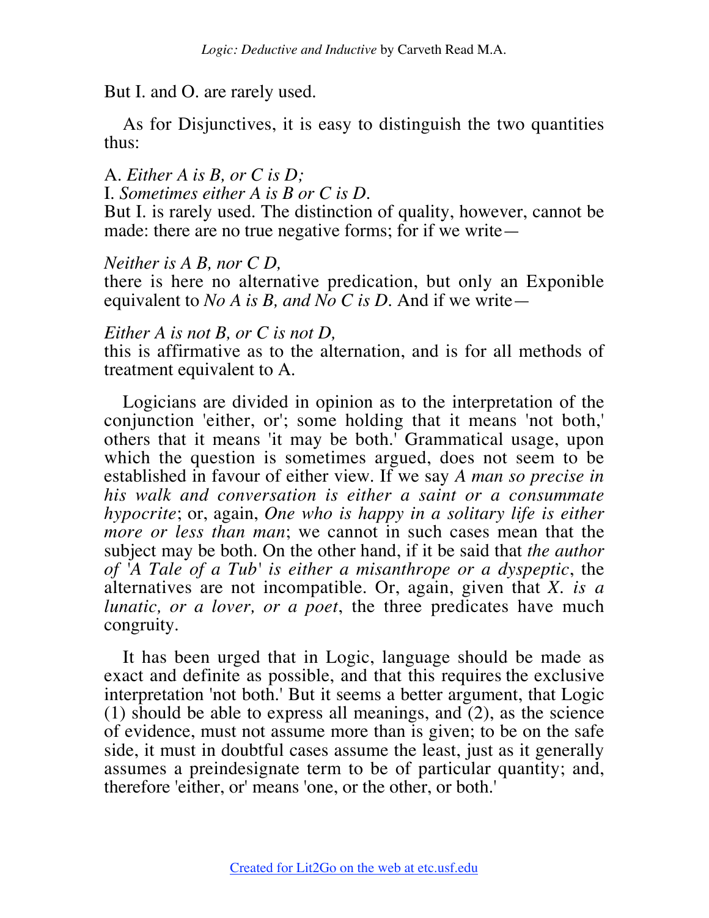But I. and O. are rarely used.

As for Disjunctives, it is easy to distinguish the two quantities thus:

A. *Either A is B, or C is D;*
I. *Sometimes either A is B or C is D*.
But I. is rarely used. The distinction of quality, however, cannot be made: there are no true negative forms; for if we write—

*Neither is A B, nor C D,*
there is here no alternative predication, but only an Exponible equivalent to *No A is B, and No C is D*. And if we write—

*Either A is not B, or C is not D,*
this is affirmative as to the alternation, and is for all methods of treatment equivalent to A.

Logicians are divided in opinion as to the interpretation of the conjunction 'either, or'; some holding that it means 'not both,' others that it means 'it may be both.' Grammatical usage, upon which the question is sometimes argued, does not seem to be established in favour of either view. If we say *A man so precise in his walk and conversation is either a saint or a consummate hypocrite*; or, again, *One who is happy in a solitary life is either more or less than man*; we cannot in such cases mean that the subject may be both. On the other hand, if it be said that *the author of 'A Tale of a Tub' is either a misanthrope or a dyspeptic*, the alternatives are not incompatible. Or, again, given that *X. is a lunatic, or a lover, or a poet*, the three predicates have much congruity.

It has been urged that in Logic, language should be made as exact and definite as possible, and that this requires the exclusive interpretation 'not both.' But it seems a better argument, that Logic (1) should be able to express all meanings, and (2), as the science of evidence, must not assume more than is given; to be on the safe side, it must in doubtful cases assume the least, just as it generally assumes a preindesignate term to be of particular quantity; and, therefore 'either, or' means 'one, or the other, or both.'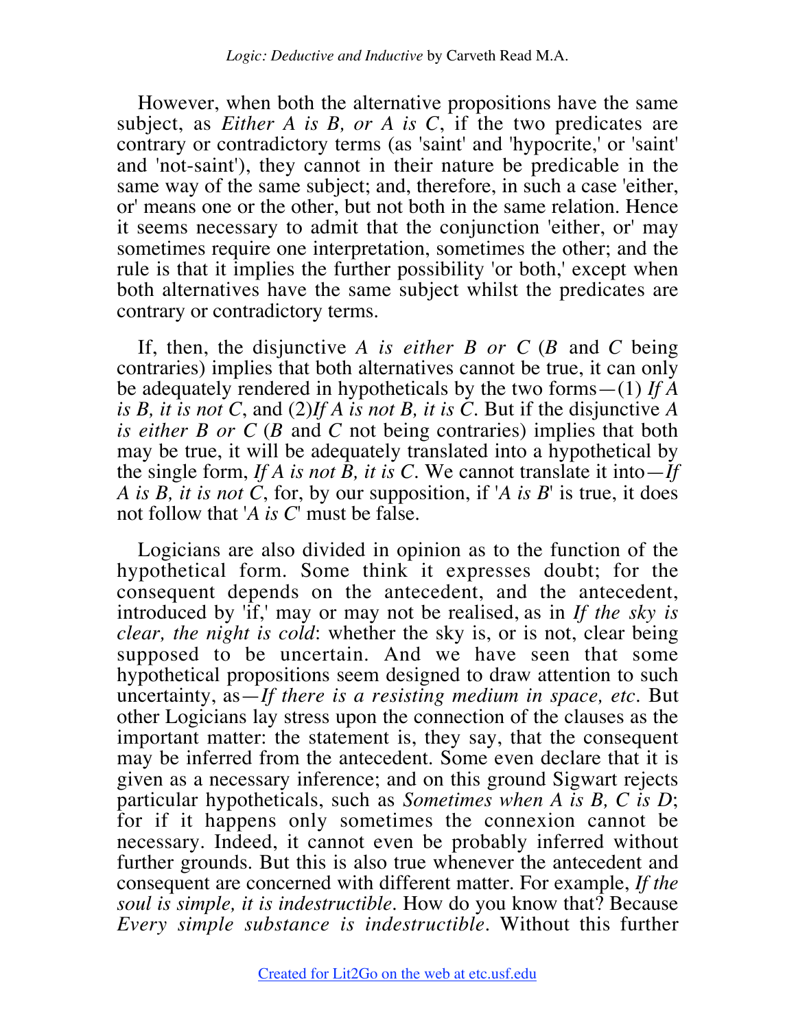However, when both the alternative propositions have the same subject, as *Either A is B, or A is C*, if the two predicates are contrary or contradictory terms (as 'saint' and 'hypocrite,' or 'saint' and 'not-saint'), they cannot in their nature be predicable in the same way of the same subject; and, therefore, in such a case 'either, or' means one or the other, but not both in the same relation. Hence it seems necessary to admit that the conjunction 'either, or' may sometimes require one interpretation, sometimes the other; and the rule is that it implies the further possibility 'or both,' except when both alternatives have the same subject whilst the predicates are contrary or contradictory terms.

If, then, the disjunctive *A is either B or C* (*B* and *C* being contraries) implies that both alternatives cannot be true, it can only be adequately rendered in hypotheticals by the two forms—(1) *If A is B, it is not C*, and (2)*If A is not B, it is C*. But if the disjunctive *A is either B or C* (*B* and *C* not being contraries) implies that both may be true, it will be adequately translated into a hypothetical by the single form, *If A is not B, it is C*. We cannot translate it into—*If A is B, it is not C*, for, by our supposition, if '*A is B*' is true, it does not follow that '*A is C*' must be false.

Logicians are also divided in opinion as to the function of the hypothetical form. Some think it expresses doubt; for the consequent depends on the antecedent, and the antecedent, introduced by 'if,' may or may not be realised, as in *If the sky is clear, the night is cold*: whether the sky is, or is not, clear being supposed to be uncertain. And we have seen that some hypothetical propositions seem designed to draw attention to such uncertainty, as—*If there is a resisting medium in space, etc*. But other Logicians lay stress upon the connection of the clauses as the important matter: the statement is, they say, that the consequent may be inferred from the antecedent. Some even declare that it is given as a necessary inference; and on this ground Sigwart rejects particular hypotheticals, such as *Sometimes when A is B, C is D*; for if it happens only sometimes the connexion cannot be necessary. Indeed, it cannot even be probably inferred without further grounds. But this is also true whenever the antecedent and consequent are concerned with different matter. For example, *If the soul is simple, it is indestructible*. How do you know that? Because *Every simple substance is indestructible*. Without this further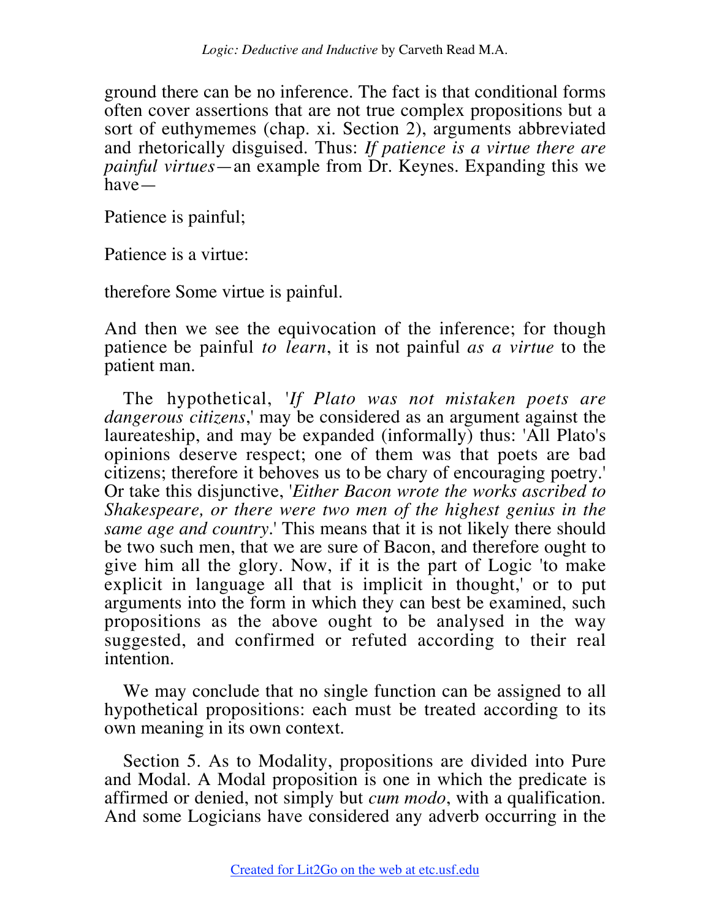ground there can be no inference. The fact is that conditional forms often cover assertions that are not true complex propositions but a sort of euthymemes (chap. xi. Section 2), arguments abbreviated and rhetorically disguised. Thus: *If patience is a virtue there are painful virtues*—an example from Dr. Keynes. Expanding this we have—

Patience is painful;

Patience is a virtue:

therefore Some virtue is painful.

And then we see the equivocation of the inference; for though patience be painful *to learn*, it is not painful *as a virtue* to the patient man.

The hypothetical, '*If Plato was not mistaken poets are dangerous citizens*,' may be considered as an argument against the laureateship, and may be expanded (informally) thus: 'All Plato's opinions deserve respect; one of them was that poets are bad citizens; therefore it behoves us to be chary of encouraging poetry.' Or take this disjunctive, '*Either Bacon wrote the works ascribed to Shakespeare, or there were two men of the highest genius in the same age and country*.' This means that it is not likely there should be two such men, that we are sure of Bacon, and therefore ought to give him all the glory. Now, if it is the part of Logic 'to make explicit in language all that is implicit in thought,' or to put arguments into the form in which they can best be examined, such propositions as the above ought to be analysed in the way suggested, and confirmed or refuted according to their real intention.

We may conclude that no single function can be assigned to all hypothetical propositions: each must be treated according to its own meaning in its own context.

Section 5. As to Modality, propositions are divided into Pure and Modal. A Modal proposition is one in which the predicate is affirmed or denied, not simply but *cum modo*, with a qualification. And some Logicians have considered any adverb occurring in the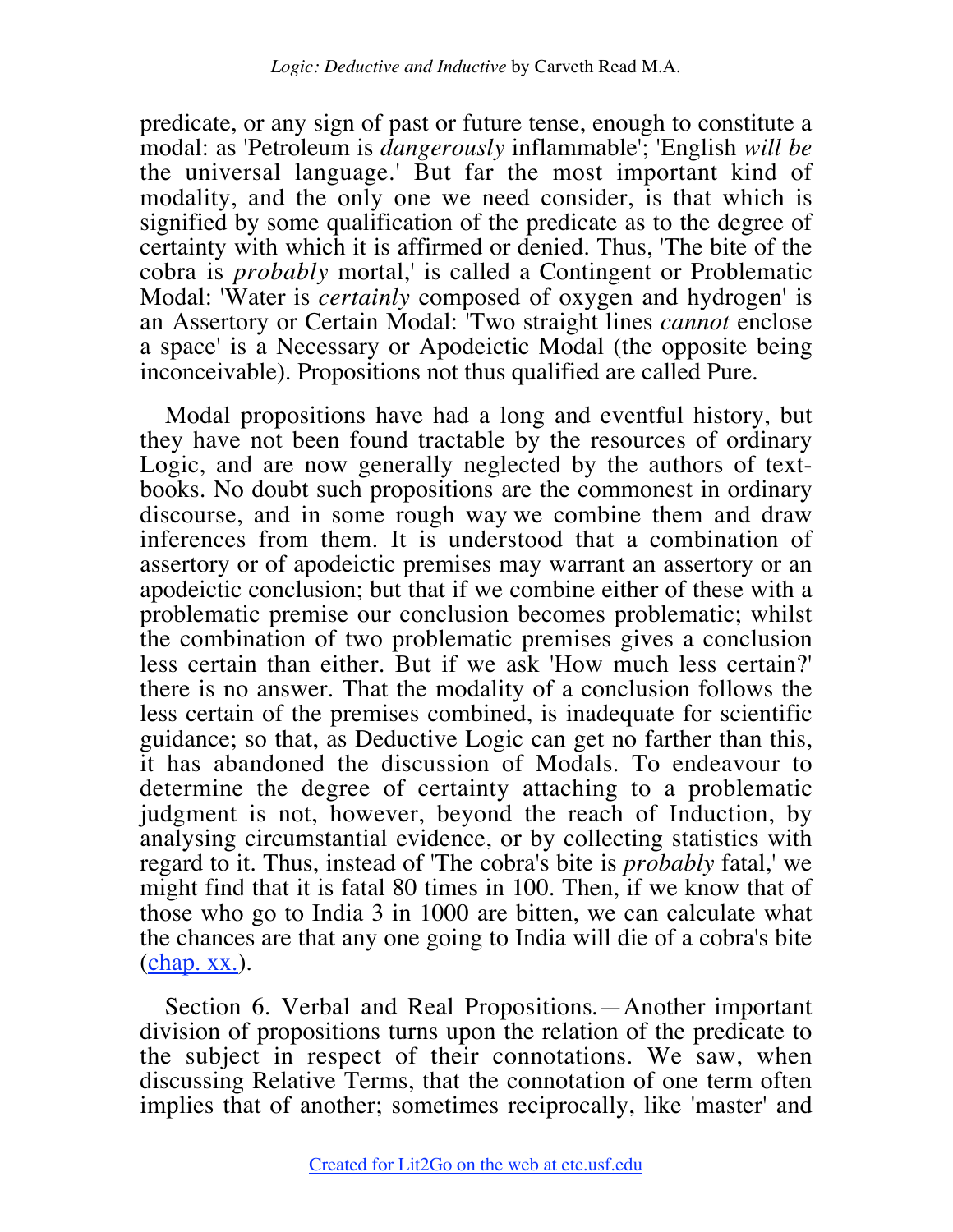predicate, or any sign of past or future tense, enough to constitute a modal: as 'Petroleum is *dangerously* inflammable'; 'English *will be* the universal language.' But far the most important kind of modality, and the only one we need consider, is that which is signified by some qualification of the predicate as to the degree of certainty with which it is affirmed or denied. Thus, 'The bite of the cobra is *probably* mortal,' is called a Contingent or Problematic Modal: 'Water is *certainly* composed of oxygen and hydrogen' is an Assertory or Certain Modal: 'Two straight lines *cannot* enclose a space' is a Necessary or Apodeictic Modal (the opposite being inconceivable). Propositions not thus qualified are called Pure.

Modal propositions have had a long and eventful history, but they have not been found tractable by the resources of ordinary Logic, and are now generally neglected by the authors of text-books. No doubt such propositions are the commonest in ordinary discourse, and in some rough way we combine them and draw inferences from them. It is understood that a combination of assertory or of apodeictic premises may warrant an assertory or an apodeictic conclusion; but that if we combine either of these with a problematic premise our conclusion becomes problematic; whilst the combination of two problematic premises gives a conclusion less certain than either. But if we ask 'How much less certain?' there is no answer. That the modality of a conclusion follows the less certain of the premises combined, is inadequate for scientific guidance; so that, as Deductive Logic can get no farther than this, it has abandoned the discussion of Modals. To endeavour to determine the degree of certainty attaching to a problematic judgment is not, however, beyond the reach of Induction, by analysing circumstantial evidence, or by collecting statistics with regard to it. Thus, instead of 'The cobra's bite is *probably* fatal,' we might find that it is fatal 80 times in 100. Then, if we know that of those who go to India 3 in 1000 are bitten, we can calculate what the chances are that any one going to India will die of a cobra's bite (chap. xx.).

Section 6. Verbal and Real Propositions.—Another important division of propositions turns upon the relation of the predicate to the subject in respect of their connotations. We saw, when discussing Relative Terms, that the connotation of one term often implies that of another; sometimes reciprocally, like 'master' and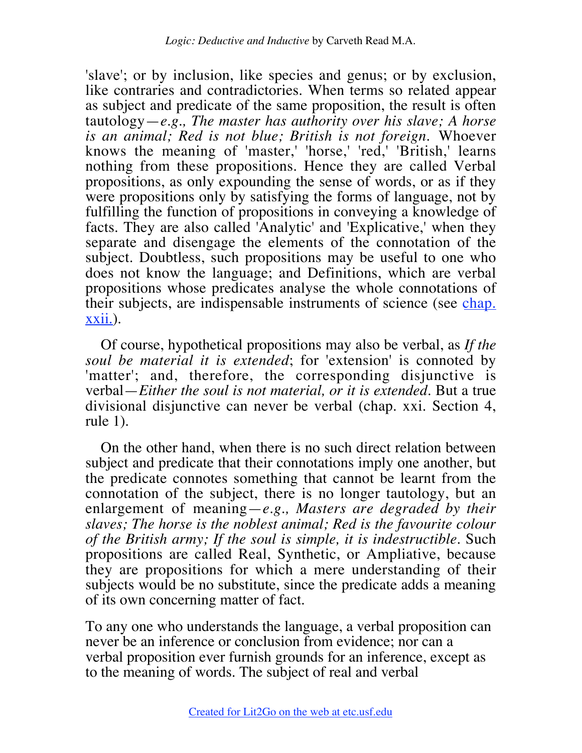'slave'; or by inclusion, like species and genus; or by exclusion, like contraries and contradictories. When terms so related appear as subject and predicate of the same proposition, the result is often tautology—*e.g., The master has authority over his slave; A horse is an animal; Red is not blue; British is not foreign.* Whoever knows the meaning of 'master,' 'horse,' 'red,' 'British,' learns nothing from these propositions. Hence they are called Verbal propositions, as only expounding the sense of words, or as if they were propositions only by satisfying the forms of language, not by fulfilling the function of propositions in conveying a knowledge of facts. They are also called 'Analytic' and 'Explicative,' when they separate and disengage the elements of the connotation of the subject. Doubtless, such propositions may be useful to one who does not know the language; and Definitions, which are verbal propositions whose predicates analyse the whole connotations of their subjects, are indispensable instruments of science (see chap. xxii.).

Of course, hypothetical propositions may also be verbal, as *If the soul be material it is extended*; for 'extension' is connoted by 'matter'; and, therefore, the corresponding disjunctive is verbal—*Either the soul is not material, or it is extended*. But a true divisional disjunctive can never be verbal (chap. xxi. Section 4, rule 1).

On the other hand, when there is no such direct relation between subject and predicate that their connotations imply one another, but the predicate connotes something that cannot be learnt from the connotation of the subject, there is no longer tautology, but an enlargement of meaning—*e.g., Masters are degraded by their slaves; The horse is the noblest animal; Red is the favourite colour of the British army; If the soul is simple, it is indestructible.* Such propositions are called Real, Synthetic, or Ampliative, because they are propositions for which a mere understanding of their subjects would be no substitute, since the predicate adds a meaning of its own concerning matter of fact.

To any one who understands the language, a verbal proposition can never be an inference or conclusion from evidence; nor can a verbal proposition ever furnish grounds for an inference, except as to the meaning of words. The subject of real and verbal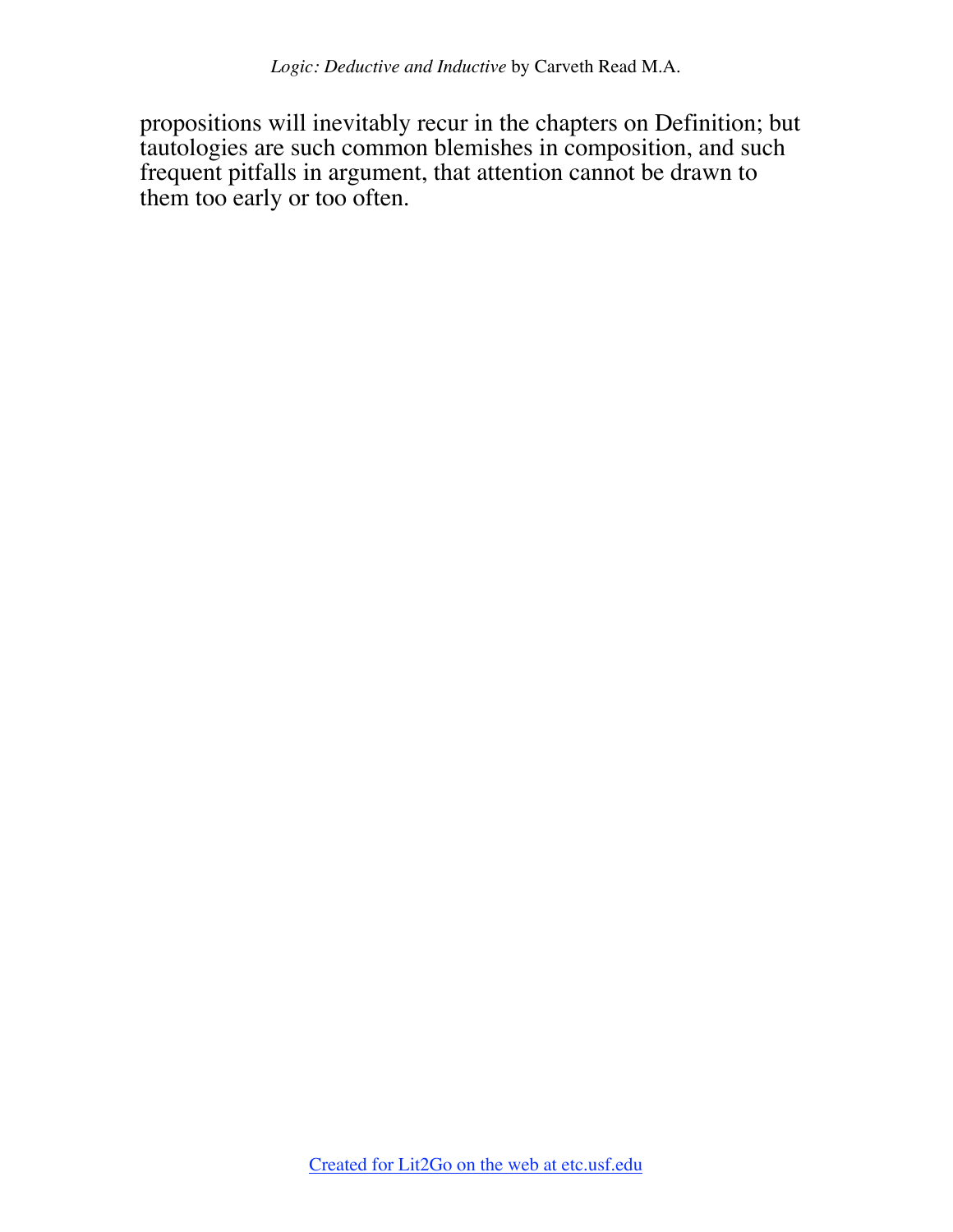propositions will inevitably recur in the chapters on Definition; but tautologies are such common blemishes in composition, and such frequent pitfalls in argument, that attention cannot be drawn to them too early or too often.